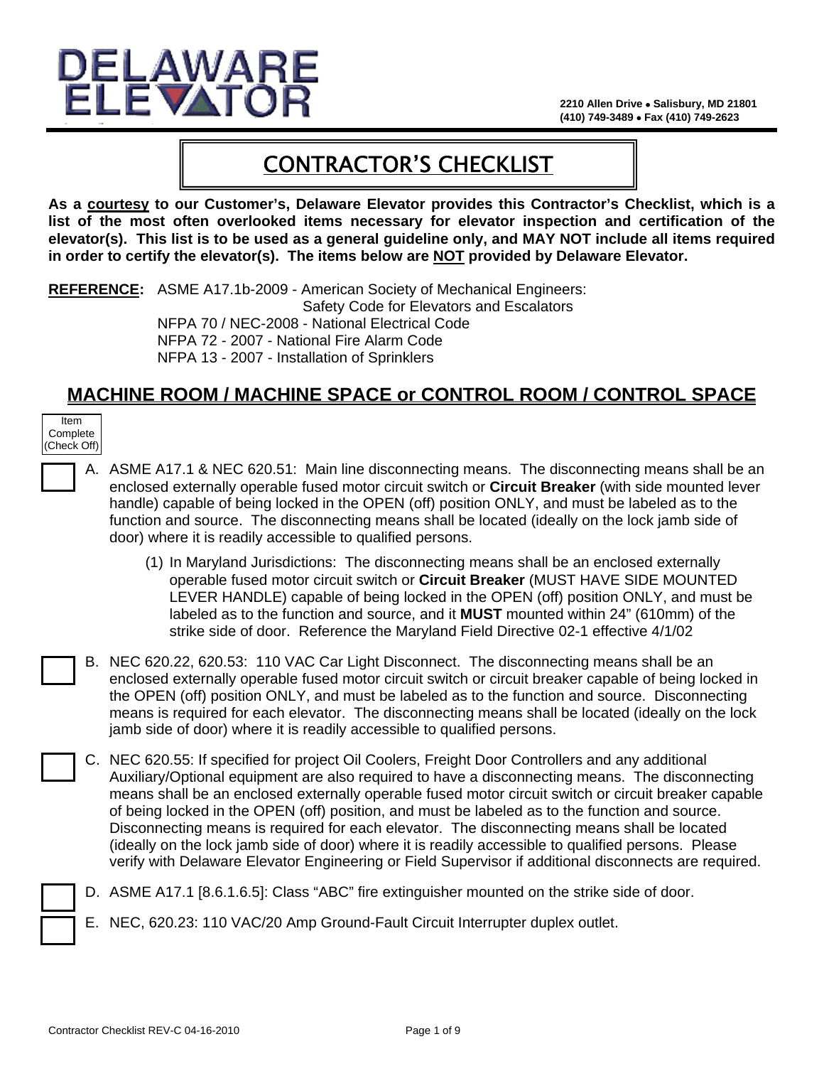# DELAWARE ELEVATOR

2210 Allen Drive • Salisbury, MD 21801
(410) 749-3489 • Fax (410) 749-2623

# CONTRACTOR'S CHECKLIST

**As a courtesy to our Customer's, Delaware Elevator provides this Contractor's Checklist, which is a list of the most often overlooked items necessary for elevator inspection and certification of the elevator(s). This list is to be used as a general guideline only, and MAY NOT include all items required in order to certify the elevator(s). The items below are NOT provided by Delaware Elevator.**

**REFERENCE:** ASME A17.1b-2009 - American Society of Mechanical Engineers: Safety Code for Elevators and Escalators
NFPA 70 / NEC-2008 - National Electrical Code
NFPA 72 - 2007 - National Fire Alarm Code
NFPA 13 - 2007 - Installation of Sprinklers

## MACHINE ROOM / MACHINE SPACE or CONTROL ROOM / CONTROL SPACE

Item Complete (Check Off)

- [ ] A. ASME A17.1 & NEC 620.51: Main line disconnecting means. The disconnecting means shall be an enclosed externally operable fused motor circuit switch or **Circuit Breaker** (with side mounted lever handle) capable of being locked in the OPEN (off) position ONLY, and must be labeled as to the function and source. The disconnecting means shall be located (ideally on the lock jamb side of door) where it is readily accessible to qualified persons.

  (1) In Maryland Jurisdictions: The disconnecting means shall be an enclosed externally operable fused motor circuit switch or **Circuit Breaker** (MUST HAVE SIDE MOUNTED LEVER HANDLE) capable of being locked in the OPEN (off) position ONLY, and must be labeled as to the function and source, and it **MUST** mounted within 24" (610mm) of the strike side of door. Reference the Maryland Field Directive 02-1 effective 4/1/02

- [ ] B. NEC 620.22, 620.53: 110 VAC Car Light Disconnect. The disconnecting means shall be an enclosed externally operable fused motor circuit switch or circuit breaker capable of being locked in the OPEN (off) position ONLY, and must be labeled as to the function and source. Disconnecting means is required for each elevator. The disconnecting means shall be located (ideally on the lock jamb side of door) where it is readily accessible to qualified persons.

- [ ] C. NEC 620.55: If specified for project Oil Coolers, Freight Door Controllers and any additional Auxiliary/Optional equipment are also required to have a disconnecting means. The disconnecting means shall be an enclosed externally operable fused motor circuit switch or circuit breaker capable of being locked in the OPEN (off) position, and must be labeled as to the function and source. Disconnecting means is required for each elevator. The disconnecting means shall be located (ideally on the lock jamb side of door) where it is readily accessible to qualified persons. Please verify with Delaware Elevator Engineering or Field Supervisor if additional disconnects are required.

- [ ] D. ASME A17.1 [8.6.1.6.5]: Class "ABC" fire extinguisher mounted on the strike side of door.

- [ ] E. NEC, 620.23: 110 VAC/20 Amp Ground-Fault Circuit Interrupter duplex outlet.

Contractor Checklist REV-C 04-16-2010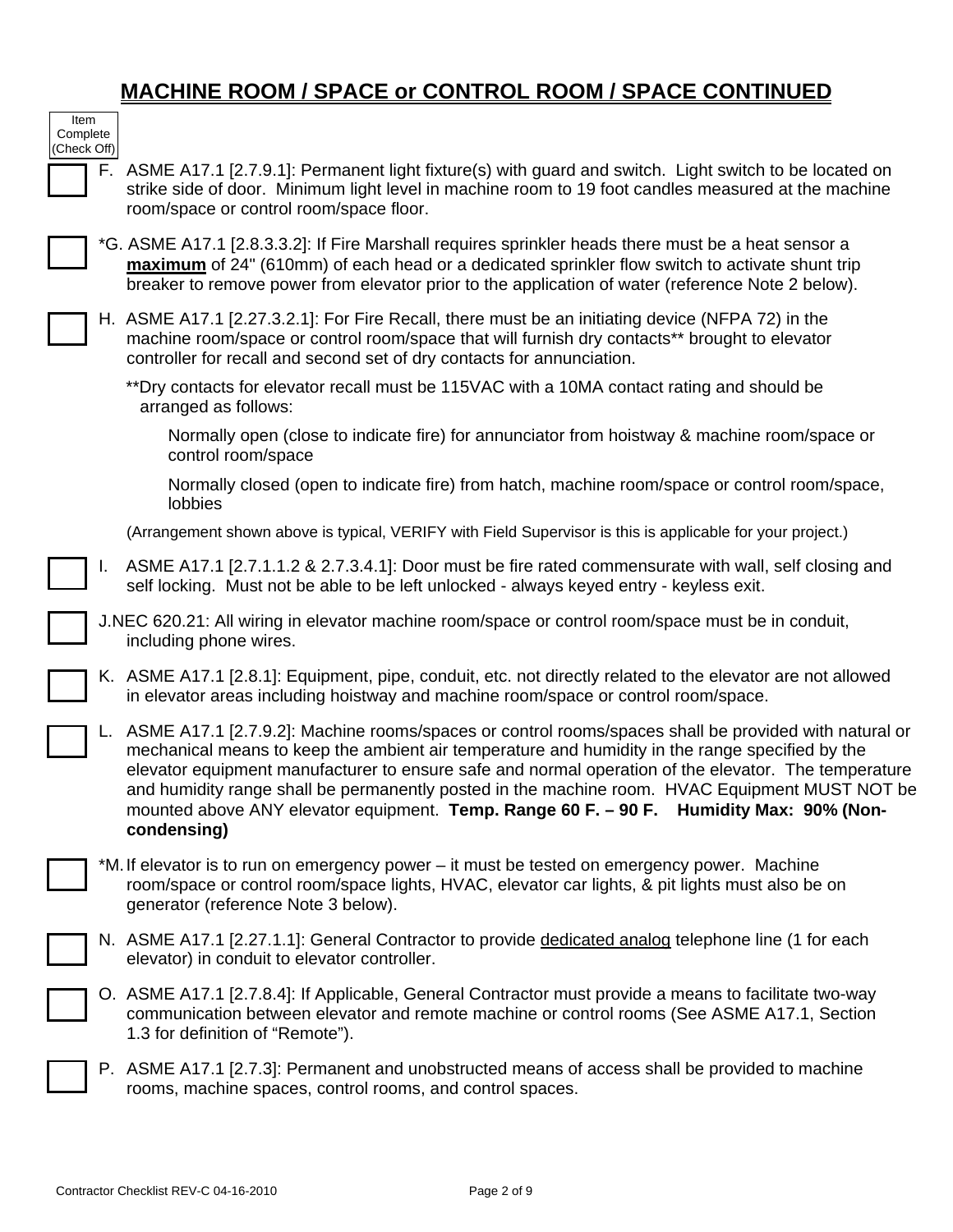## MACHINE ROOM / SPACE or CONTROL ROOM / SPACE CONTINUED

Item Complete (Check Off)

☐ F. ASME A17.1 [2.7.9.1]: Permanent light fixture(s) with guard and switch. Light switch to be located on strike side of door. Minimum light level in machine room to 19 foot candles measured at the machine room/space or control room/space floor.

☐ *G. ASME A17.1 [2.8.3.3.2]: If Fire Marshall requires sprinkler heads there must be a heat sensor a **maximum** of 24" (610mm) of each head or a dedicated sprinkler flow switch to activate shunt trip breaker to remove power from elevator prior to the application of water (reference Note 2 below).

☐ H. ASME A17.1 [2.27.3.2.1]: For Fire Recall, there must be an initiating device (NFPA 72) in the machine room/space or control room/space that will furnish dry contacts** brought to elevator controller for recall and second set of dry contacts for annunciation.

**Dry contacts for elevator recall must be 115VAC with a 10MA contact rating and should be arranged as follows:

Normally open (close to indicate fire) for annunciator from hoistway & machine room/space or control room/space

Normally closed (open to indicate fire) from hatch, machine room/space or control room/space, lobbies

(Arrangement shown above is typical, VERIFY with Field Supervisor is this is applicable for your project.)

☐ I. ASME A17.1 [2.7.1.1.2 & 2.7.3.4.1]: Door must be fire rated commensurate with wall, self closing and self locking. Must not be able to be left unlocked - always keyed entry - keyless exit.

☐ J. NEC 620.21: All wiring in elevator machine room/space or control room/space must be in conduit, including phone wires.

☐ K. ASME A17.1 [2.8.1]: Equipment, pipe, conduit, etc. not directly related to the elevator are not allowed in elevator areas including hoistway and machine room/space or control room/space.

☐ L. ASME A17.1 [2.7.9.2]: Machine rooms/spaces or control rooms/spaces shall be provided with natural or mechanical means to keep the ambient air temperature and humidity in the range specified by the elevator equipment manufacturer to ensure safe and normal operation of the elevator. The temperature and humidity range shall be permanently posted in the machine room. HVAC Equipment MUST NOT be mounted above ANY elevator equipment. **Temp. Range 60 F. – 90 F. Humidity Max: 90% (Non-condensing)**

☐ *M. If elevator is to run on emergency power – it must be tested on emergency power. Machine room/space or control room/space lights, HVAC, elevator car lights, & pit lights must also be on generator (reference Note 3 below).

☐ N. ASME A17.1 [2.27.1.1]: General Contractor to provide dedicated analog telephone line (1 for each elevator) in conduit to elevator controller.

☐ O. ASME A17.1 [2.7.8.4]: If Applicable, General Contractor must provide a means to facilitate two-way communication between elevator and remote machine or control rooms (See ASME A17.1, Section 1.3 for definition of "Remote").

☐ P. ASME A17.1 [2.7.3]: Permanent and unobstructed means of access shall be provided to machine rooms, machine spaces, control rooms, and control spaces.

Contractor Checklist REV-C 04-16-2010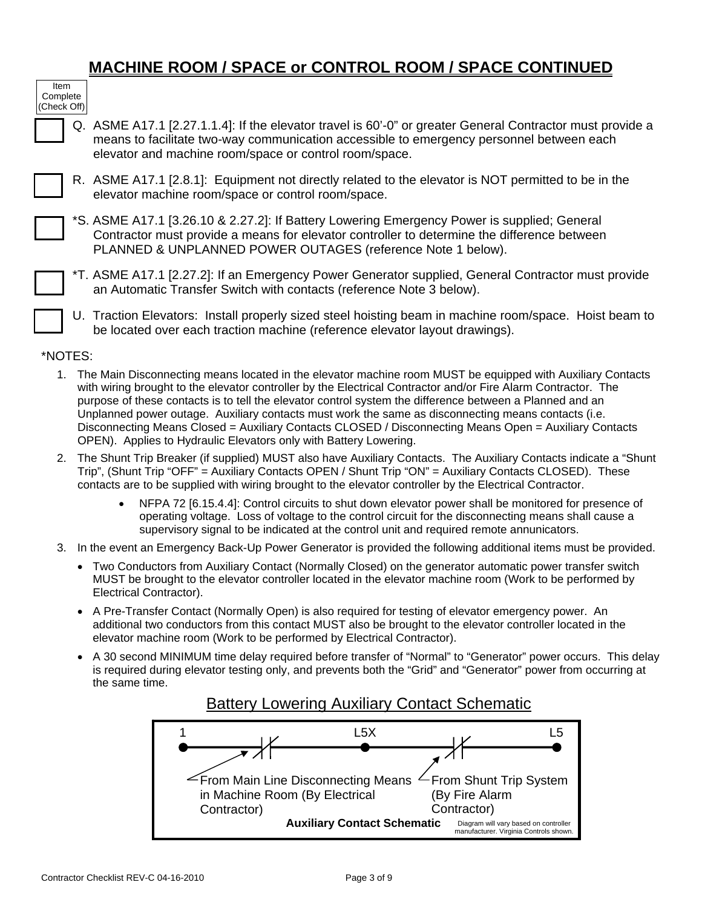# MACHINE ROOM / SPACE or CONTROL ROOM / SPACE CONTINUED

Item Complete (Check Off)

- [ ] Q. ASME A17.1 [2.27.1.1.4]: If the elevator travel is 60'-0" or greater General Contractor must provide a means to facilitate two-way communication accessible to emergency personnel between each elevator and machine room/space or control room/space.

- [ ] R. ASME A17.1 [2.8.1]: Equipment not directly related to the elevator is NOT permitted to be in the elevator machine room/space or control room/space.

- [ ] *S. ASME A17.1 [3.26.10 & 2.27.2]: If Battery Lowering Emergency Power is supplied; General Contractor must provide a means for elevator controller to determine the difference between PLANNED & UNPLANNED POWER OUTAGES (reference Note 1 below).

- [ ] *T. ASME A17.1 [2.27.2]: If an Emergency Power Generator supplied, General Contractor must provide an Automatic Transfer Switch with contacts (reference Note 3 below).

- [ ] U. Traction Elevators: Install properly sized steel hoisting beam in machine room/space. Hoist beam to be located over each traction machine (reference elevator layout drawings).

*NOTES:

1. The Main Disconnecting means located in the elevator machine room MUST be equipped with Auxiliary Contacts with wiring brought to the elevator controller by the Electrical Contractor and/or Fire Alarm Contractor. The purpose of these contacts is to tell the elevator control system the difference between a Planned and an Unplanned power outage. Auxiliary contacts must work the same as disconnecting means contacts (i.e. Disconnecting Means Closed = Auxiliary Contacts CLOSED / Disconnecting Means Open = Auxiliary Contacts OPEN). Applies to Hydraulic Elevators only with Battery Lowering.
2. The Shunt Trip Breaker (if supplied) MUST also have Auxiliary Contacts. The Auxiliary Contacts indicate a "Shunt Trip", (Shunt Trip "OFF" = Auxiliary Contacts OPEN / Shunt Trip "ON" = Auxiliary Contacts CLOSED). These contacts are to be supplied with wiring brought to the elevator controller by the Electrical Contractor.
   - NFPA 72 [6.15.4.4]: Control circuits to shut down elevator power shall be monitored for presence of operating voltage. Loss of voltage to the control circuit for the disconnecting means shall cause a supervisory signal to be indicated at the control unit and required remote annunciators.
3. In the event an Emergency Back-Up Power Generator is provided the following additional items must be provided.
   - Two Conductors from Auxiliary Contact (Normally Closed) on the generator automatic power transfer switch MUST be brought to the elevator controller located in the elevator machine room (Work to be performed by Electrical Contractor).
   - A Pre-Transfer Contact (Normally Open) is also required for testing of elevator emergency power. An additional two conductors from this contact MUST also be brought to the elevator controller located in the elevator machine room (Work to be performed by Electrical Contractor).
   - A 30 second MINIMUM time delay required before transfer of "Normal" to "Generator" power occurs. This delay is required during elevator testing only, and prevents both the "Grid" and "Generator" power from occurring at the same time.

## Battery Lowering Auxiliary Contact Schematic

1 — L5X — L5

From Main Line Disconnecting Means in Machine Room (By Electrical Contractor)

From Shunt Trip System (By Fire Alarm Contractor)

**Auxiliary Contact Schematic**

Diagram will vary based on controller manufacturer. Virginia Controls shown.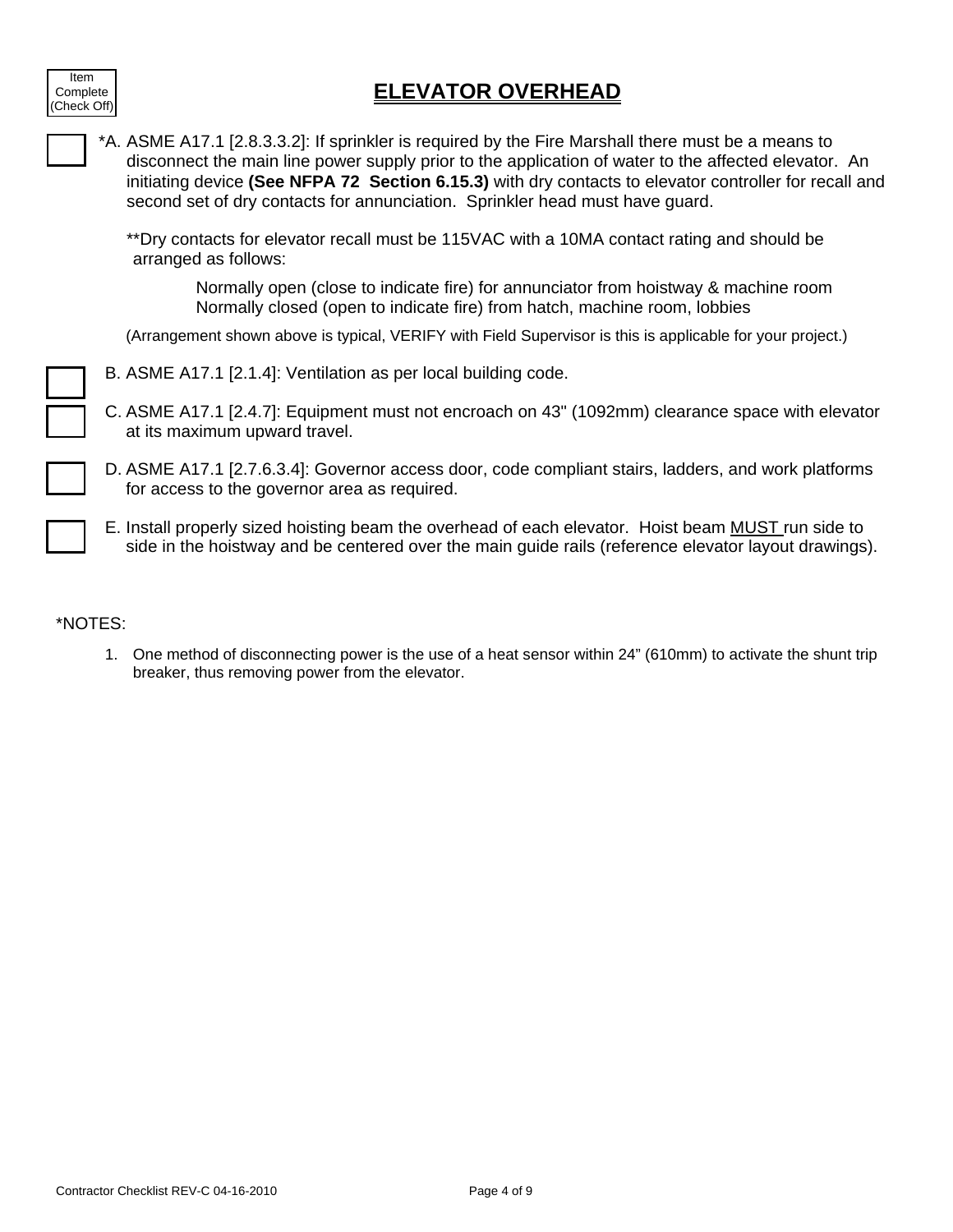Item Complete (Check Off)

# ELEVATOR OVERHEAD

☐ *A. ASME A17.1 [2.8.3.3.2]: If sprinkler is required by the Fire Marshall there must be a means to disconnect the main line power supply prior to the application of water to the affected elevator. An initiating device **(See NFPA 72 Section 6.15.3)** with dry contacts to elevator controller for recall and second set of dry contacts for annunciation. Sprinkler head must have guard.

**Dry contacts for elevator recall must be 115VAC with a 10MA contact rating and should be arranged as follows:

Normally open (close to indicate fire) for annunciator from hoistway & machine room
Normally closed (open to indicate fire) from hatch, machine room, lobbies

(Arrangement shown above is typical, VERIFY with Field Supervisor is this is applicable for your project.)

☐ B. ASME A17.1 [2.1.4]: Ventilation as per local building code.

☐ C. ASME A17.1 [2.4.7]: Equipment must not encroach on 43" (1092mm) clearance space with elevator at its maximum upward travel.

☐ D. ASME A17.1 [2.7.6.3.4]: Governor access door, code compliant stairs, ladders, and work platforms for access to the governor area as required.

☐ E. Install properly sized hoisting beam the overhead of each elevator. Hoist beam <u>MUST</u> run side to side in the hoistway and be centered over the main guide rails (reference elevator layout drawings).

*NOTES:

1. One method of disconnecting power is the use of a heat sensor within 24" (610mm) to activate the shunt trip breaker, thus removing power from the elevator.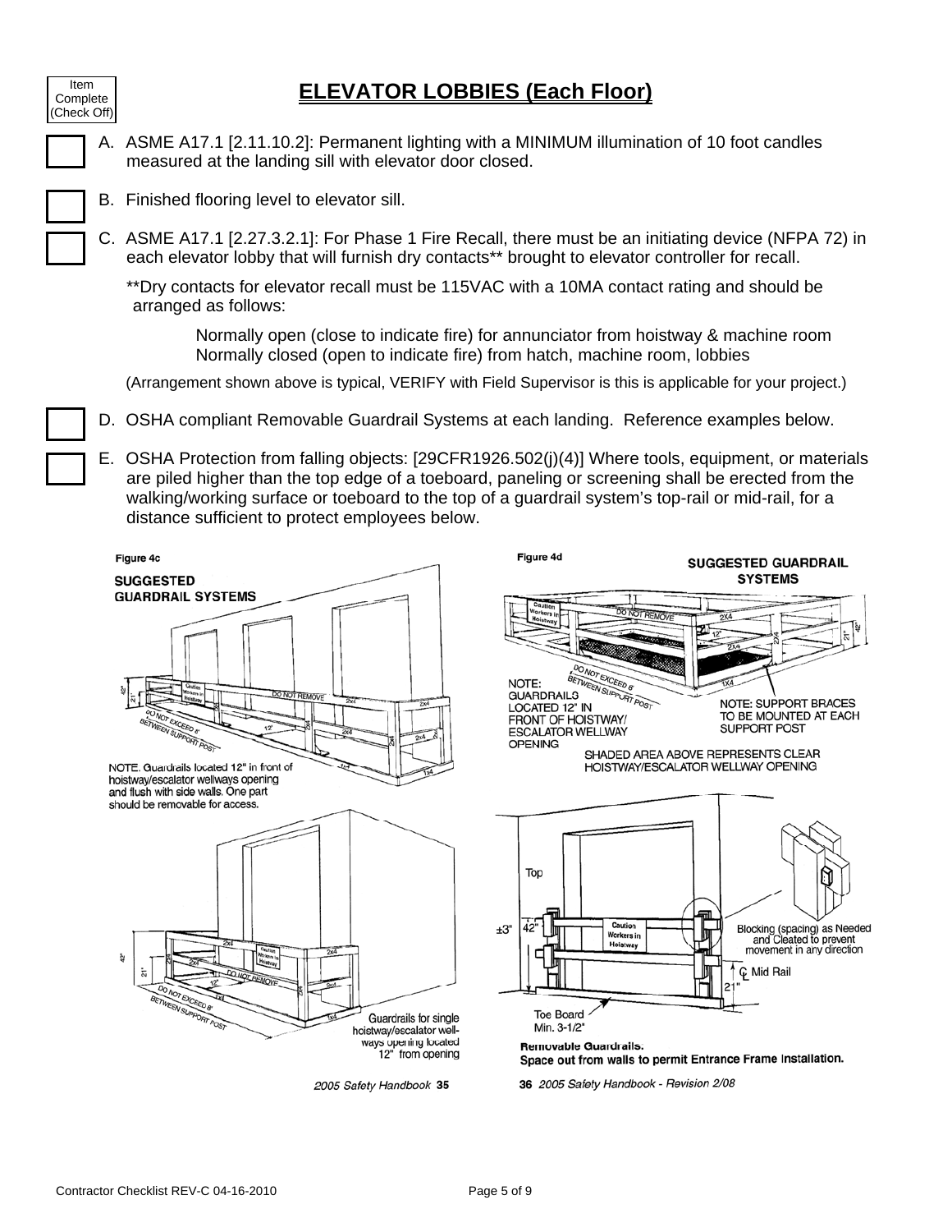Item Complete (Check Off)

# ELEVATOR LOBBIES (Each Floor)

☐ A. ASME A17.1 [2.11.10.2]: Permanent lighting with a MINIMUM illumination of 10 foot candles measured at the landing sill with elevator door closed.

☐ B. Finished flooring level to elevator sill.

☐ C. ASME A17.1 [2.27.3.2.1]: For Phase 1 Fire Recall, there must be an initiating device (NFPA 72) in each elevator lobby that will furnish dry contacts** brought to elevator controller for recall.

**Dry contacts for elevator recall must be 115VAC with a 10MA contact rating and should be arranged as follows:

> Normally open (close to indicate fire) for annunciator from hoistway & machine room
> Normally closed (open to indicate fire) from hatch, machine room, lobbies

(Arrangement shown above is typical, VERIFY with Field Supervisor is this is applicable for your project.)

☐ D. OSHA compliant Removable Guardrail Systems at each landing. Reference examples below.

☐ E. OSHA Protection from falling objects: [29CFR1926.502(j)(4)] Where tools, equipment, or materials are piled higher than the top edge of a toeboard, paneling or screening shall be erected from the walking/working surface or toeboard to the top of a guardrail system's top-rail or mid-rail, for a distance sufficient to protect employees below.

Figure 4c

SUGGESTED GUARDRAIL SYSTEMS

NOTE. Guardrails located 12" in front of hoistway/escalator wellways opening and flush with side walls. One part should be removable for access.

Guardrails for single hoistway/escalator wellways opening located 12" from opening

*2005 Safety Handbook* **35**

Figure 4d

SUGGESTED GUARDRAIL SYSTEMS

NOTE: GUARDRAILS LOCATED 12" IN FRONT OF HOISTWAY/ ESCALATOR WELLWAY OPENING

NOTE: SUPPORT BRACES TO BE MOUNTED AT EACH SUPPORT POST

SHADED AREA ABOVE REPRESENTS CLEAR HOISTWAY/ESCALATOR WELLWAY OPENING

Removable Guardrails:
Space out from walls to permit Entrance Frame Installation.

**36** *2005 Safety Handbook - Revision 2/08*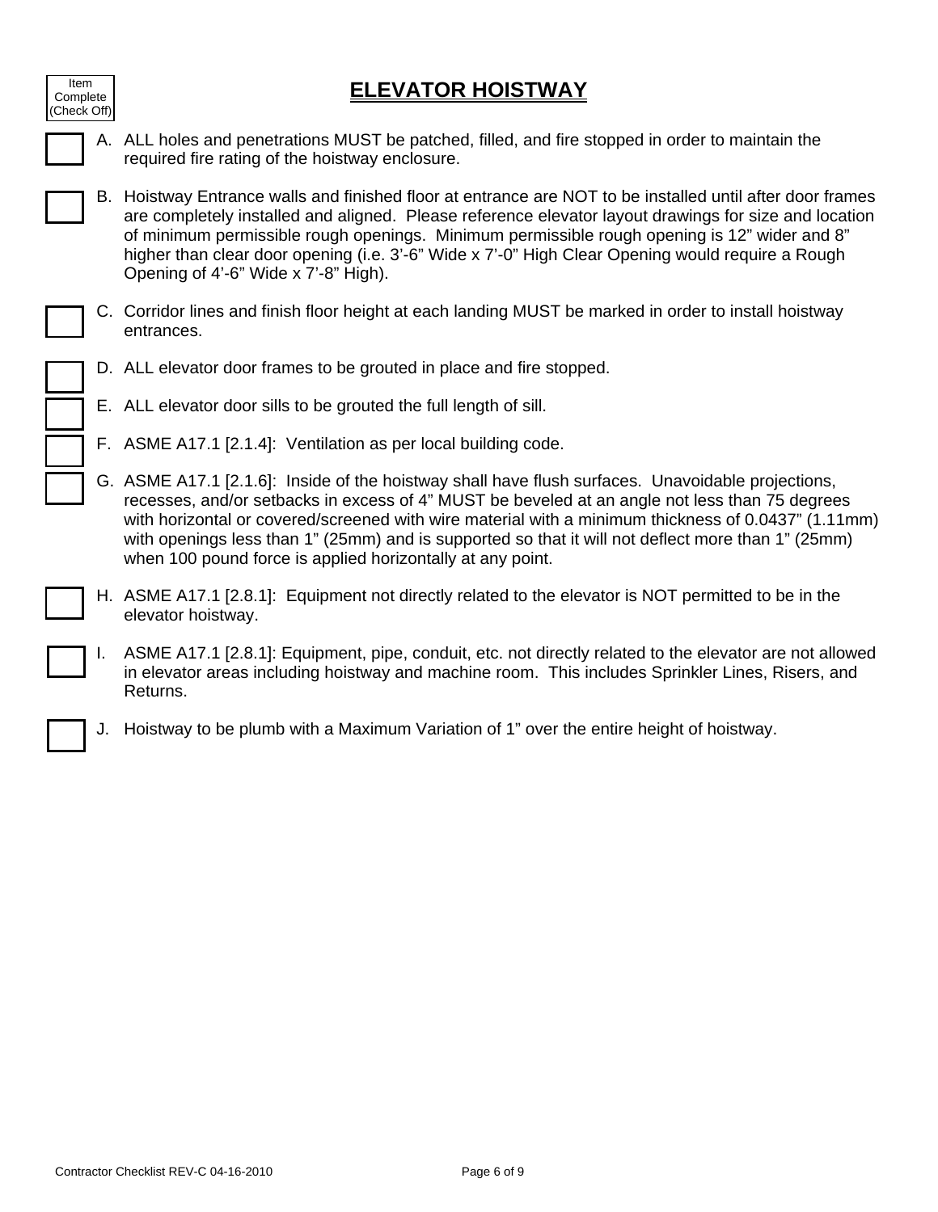Item Complete (Check Off)

# ELEVATOR HOISTWAY

- [ ] A. ALL holes and penetrations MUST be patched, filled, and fire stopped in order to maintain the required fire rating of the hoistway enclosure.

- [ ] B. Hoistway Entrance walls and finished floor at entrance are NOT to be installed until after door frames are completely installed and aligned. Please reference elevator layout drawings for size and location of minimum permissible rough openings. Minimum permissible rough opening is 12" wider and 8" higher than clear door opening (i.e. 3'-6" Wide x 7'-0" High Clear Opening would require a Rough Opening of 4'-6" Wide x 7'-8" High).

- [ ] C. Corridor lines and finish floor height at each landing MUST be marked in order to install hoistway entrances.

- [ ] D. ALL elevator door frames to be grouted in place and fire stopped.

- [ ] E. ALL elevator door sills to be grouted the full length of sill.

- [ ] F. ASME A17.1 [2.1.4]: Ventilation as per local building code.

- [ ] G. ASME A17.1 [2.1.6]: Inside of the hoistway shall have flush surfaces. Unavoidable projections, recesses, and/or setbacks in excess of 4" MUST be beveled at an angle not less than 75 degrees with horizontal or covered/screened with wire material with a minimum thickness of 0.0437" (1.11mm) with openings less than 1" (25mm) and is supported so that it will not deflect more than 1" (25mm) when 100 pound force is applied horizontally at any point.

- [ ] H. ASME A17.1 [2.8.1]: Equipment not directly related to the elevator is NOT permitted to be in the elevator hoistway.

- [ ] I. ASME A17.1 [2.8.1]: Equipment, pipe, conduit, etc. not directly related to the elevator are not allowed in elevator areas including hoistway and machine room. This includes Sprinkler Lines, Risers, and Returns.

- [ ] J. Hoistway to be plumb with a Maximum Variation of 1" over the entire height of hoistway.

Contractor Checklist REV-C 04-16-2010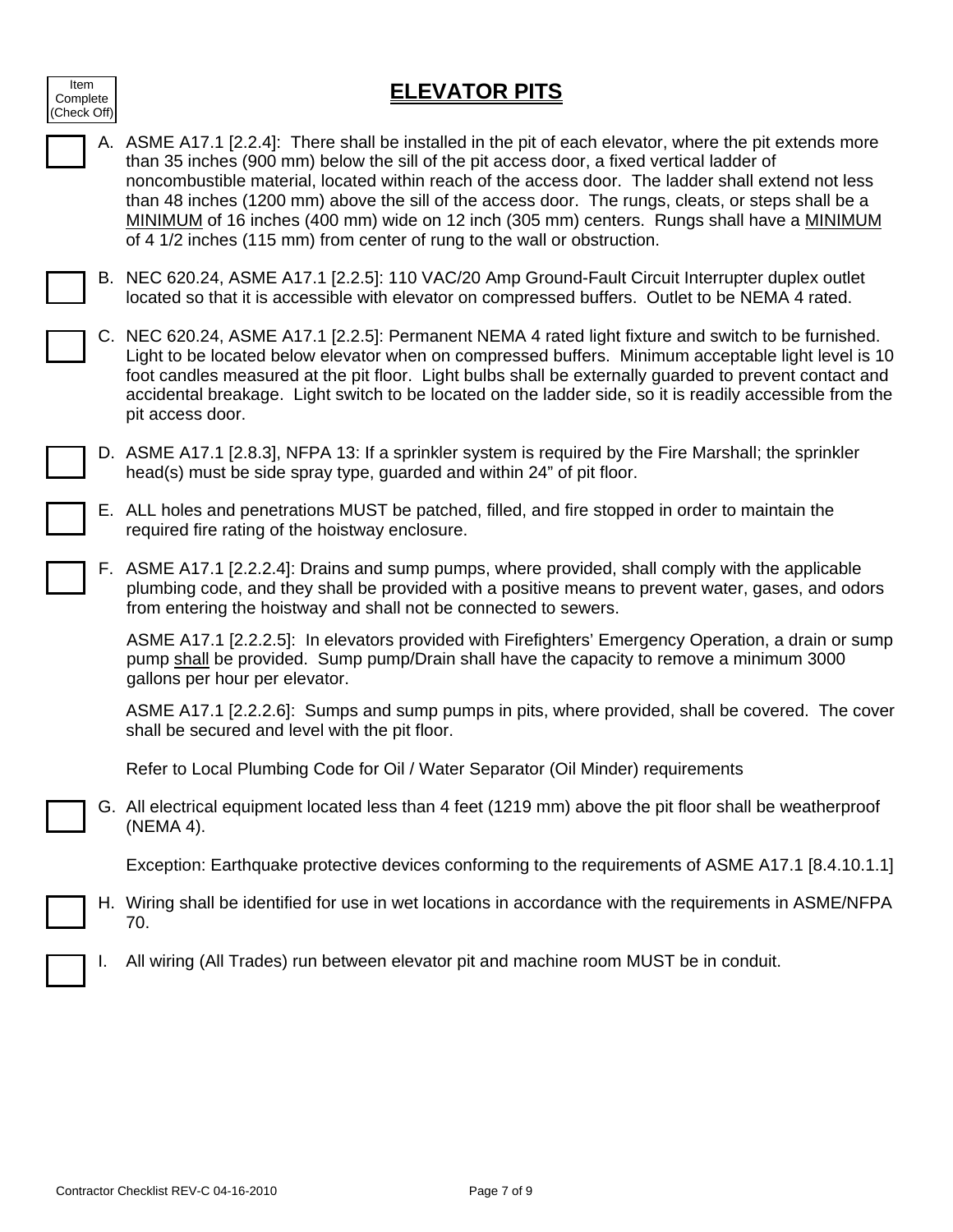Item Complete (Check Off)

# ELEVATOR PITS

☐ A. ASME A17.1 [2.2.4]: There shall be installed in the pit of each elevator, where the pit extends more than 35 inches (900 mm) below the sill of the pit access door, a fixed vertical ladder of noncombustible material, located within reach of the access door. The ladder shall extend not less than 48 inches (1200 mm) above the sill of the access door. The rungs, cleats, or steps shall be a <u>MINIMUM</u> of 16 inches (400 mm) wide on 12 inch (305 mm) centers. Rungs shall have a <u>MINIMUM</u> of 4 1/2 inches (115 mm) from center of rung to the wall or obstruction.

☐ B. NEC 620.24, ASME A17.1 [2.2.5]: 110 VAC/20 Amp Ground-Fault Circuit Interrupter duplex outlet located so that it is accessible with elevator on compressed buffers. Outlet to be NEMA 4 rated.

☐ C. NEC 620.24, ASME A17.1 [2.2.5]: Permanent NEMA 4 rated light fixture and switch to be furnished. Light to be located below elevator when on compressed buffers. Minimum acceptable light level is 10 foot candles measured at the pit floor. Light bulbs shall be externally guarded to prevent contact and accidental breakage. Light switch to be located on the ladder side, so it is readily accessible from the pit access door.

☐ D. ASME A17.1 [2.8.3], NFPA 13: If a sprinkler system is required by the Fire Marshall; the sprinkler head(s) must be side spray type, guarded and within 24" of pit floor.

☐ E. ALL holes and penetrations MUST be patched, filled, and fire stopped in order to maintain the required fire rating of the hoistway enclosure.

☐ F. ASME A17.1 [2.2.2.4]: Drains and sump pumps, where provided, shall comply with the applicable plumbing code, and they shall be provided with a positive means to prevent water, gases, and odors from entering the hoistway and shall not be connected to sewers.

ASME A17.1 [2.2.2.5]: In elevators provided with Firefighters' Emergency Operation, a drain or sump pump <u>shall</u> be provided. Sump pump/Drain shall have the capacity to remove a minimum 3000 gallons per hour per elevator.

ASME A17.1 [2.2.2.6]: Sumps and sump pumps in pits, where provided, shall be covered. The cover shall be secured and level with the pit floor.

Refer to Local Plumbing Code for Oil / Water Separator (Oil Minder) requirements

☐ G. All electrical equipment located less than 4 feet (1219 mm) above the pit floor shall be weatherproof (NEMA 4).

Exception: Earthquake protective devices conforming to the requirements of ASME A17.1 [8.4.10.1.1]

☐ H. Wiring shall be identified for use in wet locations in accordance with the requirements in ASME/NFPA 70.

☐ I. All wiring (All Trades) run between elevator pit and machine room MUST be in conduit.

Contractor Checklist REV-C 04-16-2010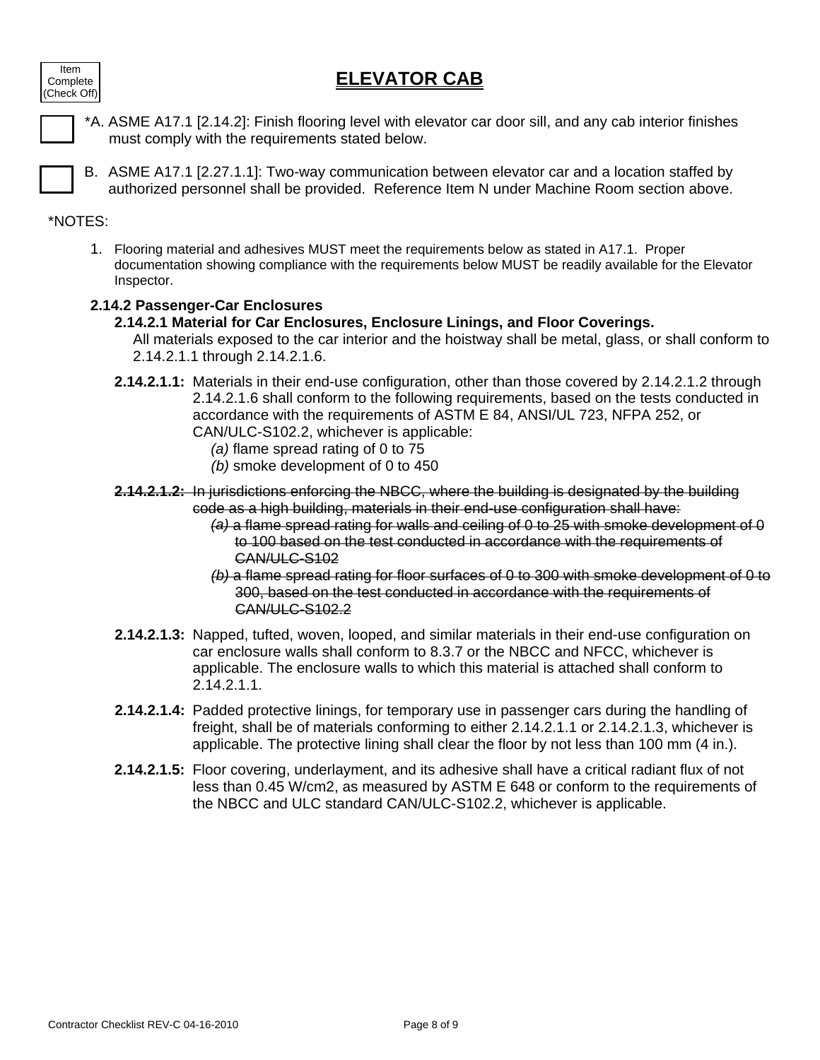Item Complete (Check Off)

# ELEVATOR CAB

☐ *A. ASME A17.1 [2.14.2]: Finish flooring level with elevator car door sill, and any cab interior finishes must comply with the requirements stated below.

☐ B. ASME A17.1 [2.27.1.1]: Two-way communication between elevator car and a location staffed by authorized personnel shall be provided. Reference Item N under Machine Room section above.

*NOTES:

1. Flooring material and adhesives MUST meet the requirements below as stated in A17.1. Proper documentation showing compliance with the requirements below MUST be readily available for the Elevator Inspector.

**2.14.2 Passenger-Car Enclosures**

**2.14.2.1 Material for Car Enclosures, Enclosure Linings, and Floor Coverings.**
All materials exposed to the car interior and the hoistway shall be metal, glass, or shall conform to 2.14.2.1.1 through 2.14.2.1.6.

**2.14.2.1.1:** Materials in their end-use configuration, other than those covered by 2.14.2.1.2 through 2.14.2.1.6 shall conform to the following requirements, based on the tests conducted in accordance with the requirements of ASTM E 84, ANSI/UL 723, NFPA 252, or CAN/ULC-S102.2, whichever is applicable:
*(a)* flame spread rating of 0 to 75
*(b)* smoke development of 0 to 450

~~**2.14.2.1.2:** In jurisdictions enforcing the NBCC, where the building is designated by the building code as a high building, materials in their end-use configuration shall have:~~
~~*(a)* a flame spread rating for walls and ceiling of 0 to 25 with smoke development of 0 to 100 based on the test conducted in accordance with the requirements of CAN/ULC-S102~~
~~*(b)* a flame spread rating for floor surfaces of 0 to 300 with smoke development of 0 to 300, based on the test conducted in accordance with the requirements of CAN/ULC-S102.2~~

**2.14.2.1.3:** Napped, tufted, woven, looped, and similar materials in their end-use configuration on car enclosure walls shall conform to 8.3.7 or the NBCC and NFCC, whichever is applicable. The enclosure walls to which this material is attached shall conform to 2.14.2.1.1.

**2.14.2.1.4:** Padded protective linings, for temporary use in passenger cars during the handling of freight, shall be of materials conforming to either 2.14.2.1.1 or 2.14.2.1.3, whichever is applicable. The protective lining shall clear the floor by not less than 100 mm (4 in.).

**2.14.2.1.5:** Floor covering, underlayment, and its adhesive shall have a critical radiant flux of not less than 0.45 W/cm2, as measured by ASTM E 648 or conform to the requirements of the NBCC and ULC standard CAN/ULC-S102.2, whichever is applicable.

Contractor Checklist REV-C 04-16-2010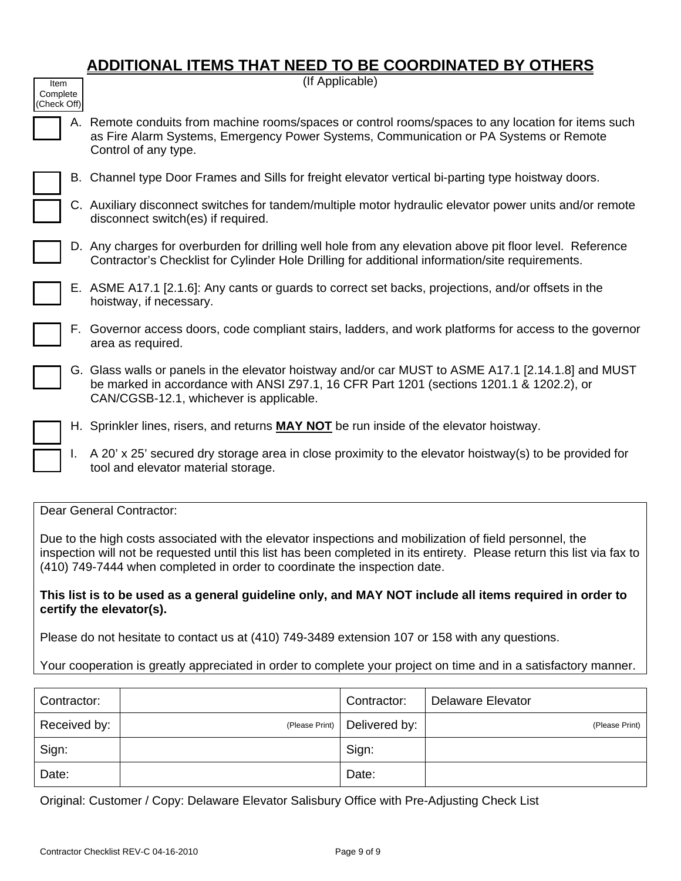# ADDITIONAL ITEMS THAT NEED TO BE COORDINATED BY OTHERS

(If Applicable)

Item Complete (Check Off)

- [ ] A. Remote conduits from machine rooms/spaces or control rooms/spaces to any location for items such as Fire Alarm Systems, Emergency Power Systems, Communication or PA Systems or Remote Control of any type.
- [ ] B. Channel type Door Frames and Sills for freight elevator vertical bi-parting type hoistway doors.
- [ ] C. Auxiliary disconnect switches for tandem/multiple motor hydraulic elevator power units and/or remote disconnect switch(es) if required.
- [ ] D. Any charges for overburden for drilling well hole from any elevation above pit floor level. Reference Contractor's Checklist for Cylinder Hole Drilling for additional information/site requirements.
- [ ] E. ASME A17.1 [2.1.6]: Any cants or guards to correct set backs, projections, and/or offsets in the hoistway, if necessary.
- [ ] F. Governor access doors, code compliant stairs, ladders, and work platforms for access to the governor area as required.
- [ ] G. Glass walls or panels in the elevator hoistway and/or car MUST to ASME A17.1 [2.14.1.8] and MUST be marked in accordance with ANSI Z97.1, 16 CFR Part 1201 (sections 1201.1 & 1202.2), or CAN/CGSB-12.1, whichever is applicable.
- [ ] H. Sprinkler lines, risers, and returns **MAY NOT** be run inside of the elevator hoistway.
- [ ] I. A 20' x 25' secured dry storage area in close proximity to the elevator hoistway(s) to be provided for tool and elevator material storage.

Dear General Contractor:

Due to the high costs associated with the elevator inspections and mobilization of field personnel, the inspection will not be requested until this list has been completed in its entirety. Please return this list via fax to (410) 749-7444 when completed in order to coordinate the inspection date.

**This list is to be used as a general guideline only, and MAY NOT include all items required in order to certify the elevator(s).**

Please do not hesitate to contact us at (410) 749-3489 extension 107 or 158 with any questions.

Your cooperation is greatly appreciated in order to complete your project on time and in a satisfactory manner.

| | | | |
|---|---|---|---|
| Contractor: | | Contractor: | Delaware Elevator |
| Received by: | (Please Print) | Delivered by: | (Please Print) |
| Sign: | | Sign: | |
| Date: | | Date: | |

Original: Customer / Copy: Delaware Elevator Salisbury Office with Pre-Adjusting Check List

Contractor Checklist REV-C 04-16-2010